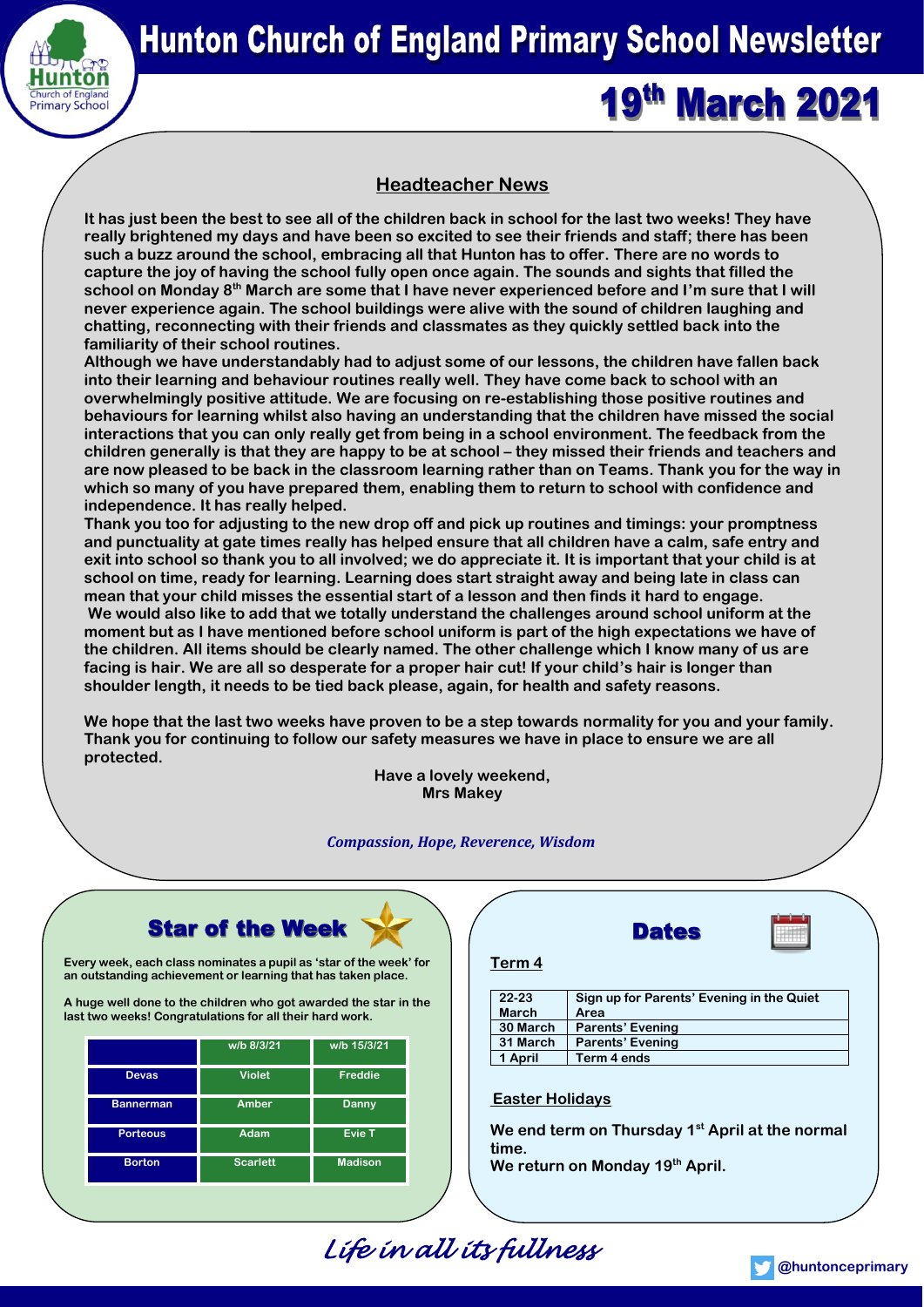# Hunton Church of England Primary School Newsletter

## 19th March 2021

### Headteacher News

**It has just been the best to see all of the children back in school for the last two weeks! They have really brightened my days and have been so excited to see their friends and staff; there has been such a buzz around the school, embracing all that Hunton has to offer. There are no words to capture the joy of having the school fully open once again. The sounds and sights that filled the school on Monday 8th March are some that I have never experienced before and I'm sure that I will never experience again. The school buildings were alive with the sound of children laughing and chatting, reconnecting with their friends and classmates as they quickly settled back into the familiarity of their school routines.**

**Although we have understandably had to adjust some of our lessons, the children have fallen back into their learning and behaviour routines really well. They have come back to school with an overwhelmingly positive attitude. We are focusing on re-establishing those positive routines and behaviours for learning whilst also having an understanding that the children have missed the social interactions that you can only really get from being in a school environment. The feedback from the children generally is that they are happy to be at school – they missed their friends and teachers and are now pleased to be back in the classroom learning rather than on Teams. Thank you for the way in which so many of you have prepared them, enabling them to return to school with confidence and independence. It has really helped.**

**Thank you too for adjusting to the new drop off and pick up routines and timings: your promptness and punctuality at gate times really has helped ensure that all children have a calm, safe entry and exit into school so thank you to all involved; we do appreciate it. It is important that your child is at school on time, ready for learning. Learning does start straight away and being late in class can mean that your child misses the essential start of a lesson and then finds it hard to engage.**

**We would also like to add that we totally understand the challenges around school uniform at the moment but as I have mentioned before school uniform is part of the high expectations we have of the children. All items should be clearly named. The other challenge which I know many of us are facing is hair. We are all so desperate for a proper hair cut! If your child's hair is longer than shoulder length, it needs to be tied back please, again, for health and safety reasons.**

**We hope that the last two weeks have proven to be a step towards normality for you and your family. Thank you for continuing to follow our safety measures we have in place to ensure we are all protected.**

**Have a lovely weekend,**
**Mrs Makey**

***Compassion, Hope, Reverence, Wisdom***

### Star of the Week

**Every week, each class nominates a pupil as 'star of the week' for an outstanding achievement or learning that has taken place.**

**A huge well done to the children who got awarded the star in the last two weeks! Congratulations for all their hard work.**

| | w/b 8/3/21 | w/b 15/3/21 |
|---|---|---|
| Devas | Violet | Freddie |
| Bannerman | Amber | Danny |
| Porteous | Adam | Evie T |
| Borton | Scarlett | Madison |

### Dates

**Term 4**

| | |
|---|---|
| 22-23 March | Sign up for Parents' Evening in the Quiet Area |
| 30 March | Parents' Evening |
| 31 March | Parents' Evening |
| 1 April | Term 4 ends |

**Easter Holidays**

**We end term on Thursday 1st April at the normal time.**
**We return on Monday 19th April.**

*Life in all its fullness*

@huntonceprimary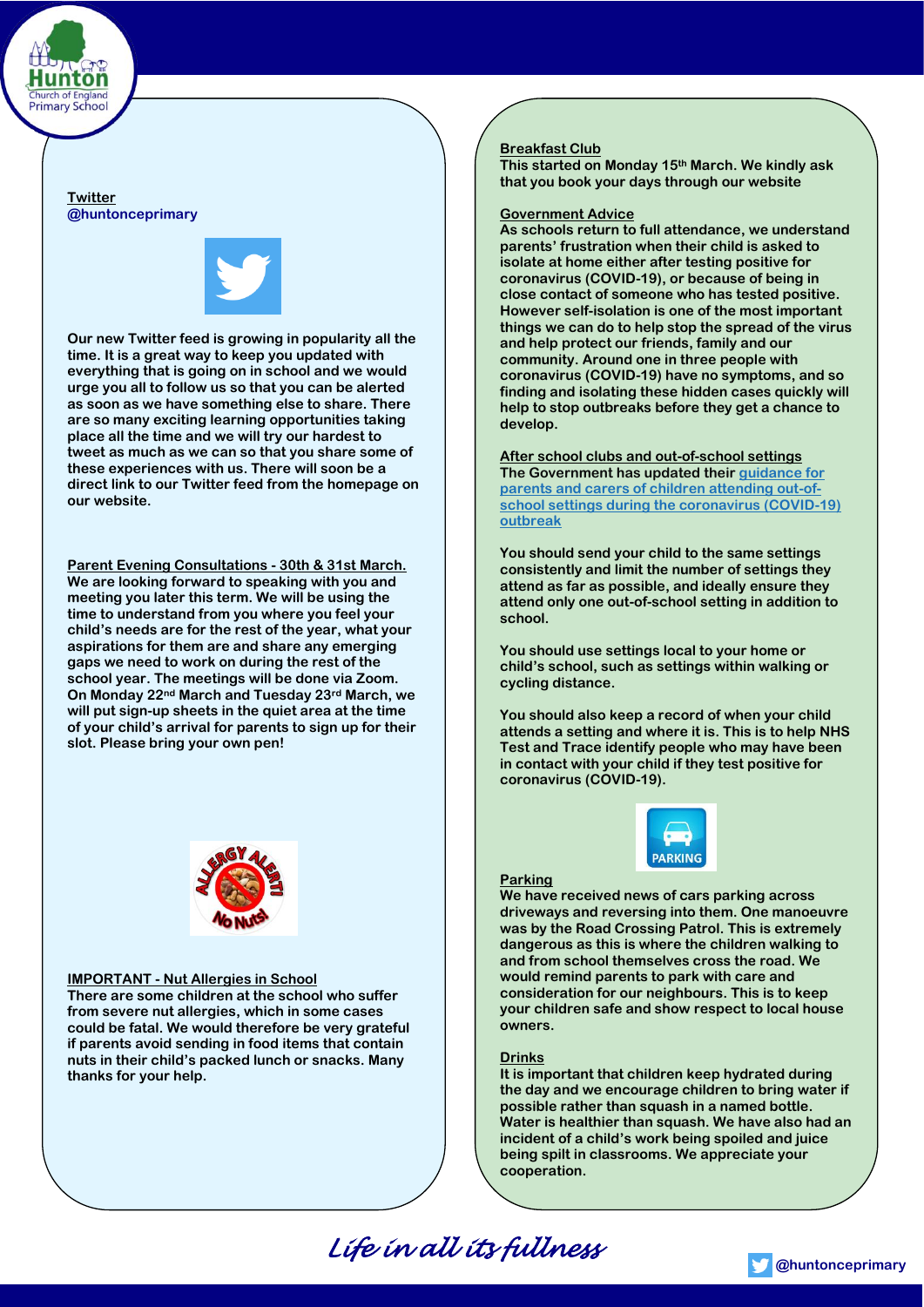## Twitter

**@huntonceprimary**

Our new Twitter feed is growing in popularity all the time. It is a great way to keep you updated with everything that is going on in school and we would urge you all to follow us so that you can be alerted as soon as we have something else to share. There are so many exciting learning opportunities taking place all the time and we will try our hardest to tweet as much as we can so that you share some of these experiences with us. There will soon be a direct link to our Twitter feed from the homepage on our website.

## Parent Evening Consultations - 30th & 31st March.

We are looking forward to speaking with you and meeting you later this term. We will be using the time to understand from you where you feel your child's needs are for the rest of the year, what your aspirations for them are and share any emerging gaps we need to work on during the rest of the school year. The meetings will be done via Zoom. On Monday 22nd March and Tuesday 23rd March, we will put sign-up sheets in the quiet area at the time of your child's arrival for parents to sign up for their slot. Please bring your own pen!

## IMPORTANT - Nut Allergies in School

There are some children at the school who suffer from severe nut allergies, which in some cases could be fatal. We would therefore be very grateful if parents avoid sending in food items that contain nuts in their child's packed lunch or snacks. Many thanks for your help.

## Breakfast Club

This started on Monday 15th March. We kindly ask that you book your days through our website

## Government Advice

As schools return to full attendance, we understand parents' frustration when their child is asked to isolate at home either after testing positive for coronavirus (COVID-19), or because of being in close contact of someone who has tested positive. However self-isolation is one of the most important things we can do to help stop the spread of the virus and help protect our friends, family and our community. Around one in three people with coronavirus (COVID-19) have no symptoms, and so finding and isolating these hidden cases quickly will help to stop outbreaks before they get a chance to develop.

## After school clubs and out-of-school settings

The Government has updated their guidance for parents and carers of children attending out-of-school settings during the coronavirus (COVID-19) outbreak

You should send your child to the same settings consistently and limit the number of settings they attend as far as possible, and ideally ensure they attend only one out-of-school setting in addition to school.

You should use settings local to your home or child's school, such as settings within walking or cycling distance.

You should also keep a record of when your child attends a setting and where it is. This is to help NHS Test and Trace identify people who may have been in contact with your child if they test positive for coronavirus (COVID-19).

## Parking

We have received news of cars parking across driveways and reversing into them. One manoeuvre was by the Road Crossing Patrol. This is extremely dangerous as this is where the children walking to and from school themselves cross the road. We would remind parents to park with care and consideration for our neighbours. This is to keep your children safe and show respect to local house owners.

## Drinks

It is important that children keep hydrated during the day and we encourage children to bring water if possible rather than squash in a named bottle. Water is healthier than squash. We have also had an incident of a child's work being spoiled and juice being spilt in classrooms. We appreciate your cooperation.

*Life in all its fullness*